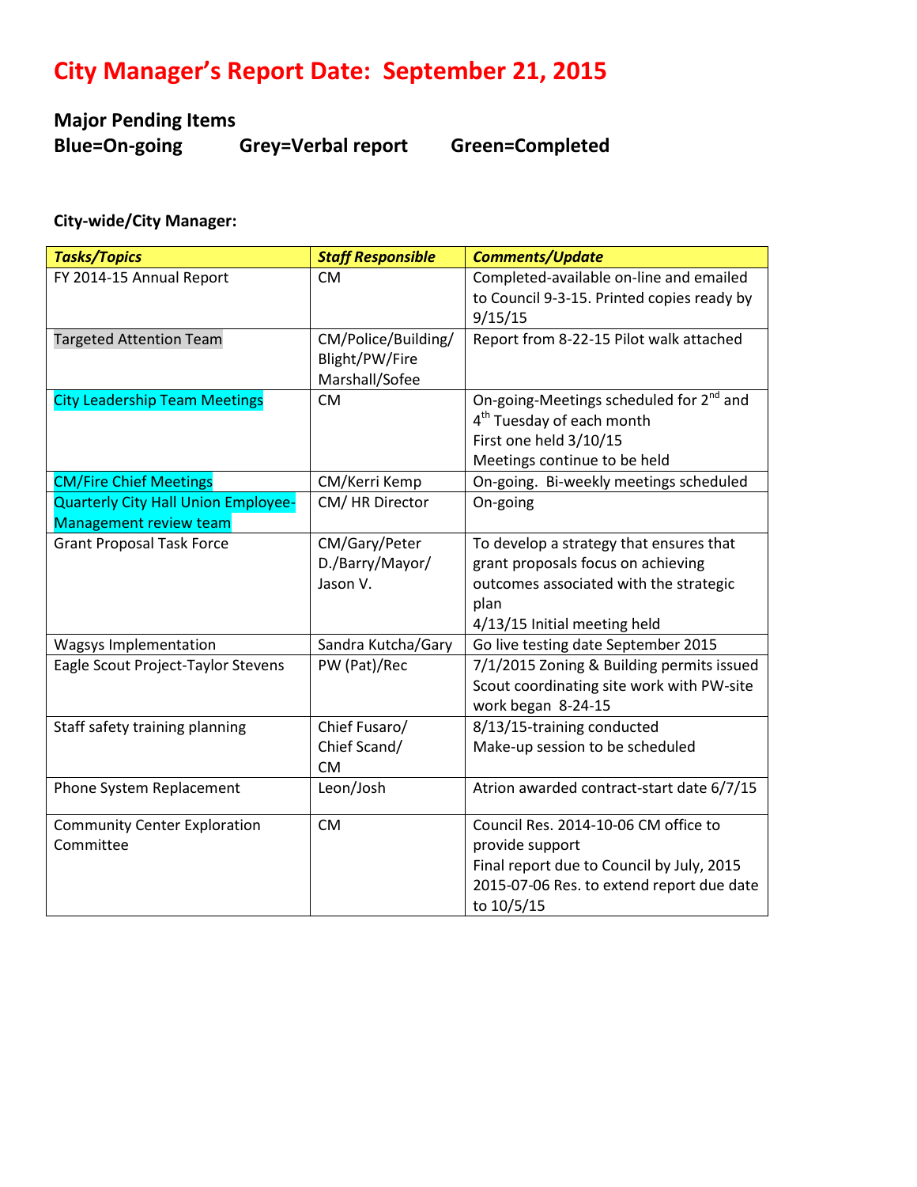# City Manager's Report Date: September 21, 2015

## Major Pending Items

**Blue=On-going Grey=Verbal report Green=Completed**

### City-wide/City Manager:

| ***Tasks/Topics*** | ***Staff Responsible*** | ***Comments/Update*** |
|---|---|---|
| FY 2014-15 Annual Report | CM | Completed-available on-line and emailed to Council 9-3-15. Printed copies ready by 9/15/15 |
| Targeted Attention Team | CM/Police/Building/ Blight/PW/Fire Marshall/Sofee | Report from 8-22-15 Pilot walk attached |
| City Leadership Team Meetings | CM | On-going-Meetings scheduled for 2nd and 4th Tuesday of each month<br>First one held 3/10/15<br>Meetings continue to be held |
| CM/Fire Chief Meetings | CM/Kerri Kemp | On-going. Bi-weekly meetings scheduled |
| Quarterly City Hall Union Employee-Management review team | CM/ HR Director | On-going |
| Grant Proposal Task Force | CM/Gary/Peter D./Barry/Mayor/ Jason V. | To develop a strategy that ensures that grant proposals focus on achieving outcomes associated with the strategic plan<br>4/13/15 Initial meeting held |
| Wagsys Implementation | Sandra Kutcha/Gary | Go live testing date September 2015 |
| Eagle Scout Project-Taylor Stevens | PW (Pat)/Rec | 7/1/2015 Zoning & Building permits issued<br>Scout coordinating site work with PW-site work began 8-24-15 |
| Staff safety training planning | Chief Fusaro/ Chief Scand/ CM | 8/13/15-training conducted<br>Make-up session to be scheduled |
| Phone System Replacement | Leon/Josh | Atrion awarded contract-start date 6/7/15 |
| Community Center Exploration Committee | CM | Council Res. 2014-10-06 CM office to provide support<br>Final report due to Council by July, 2015<br>2015-07-06 Res. to extend report due date to 10/5/15 |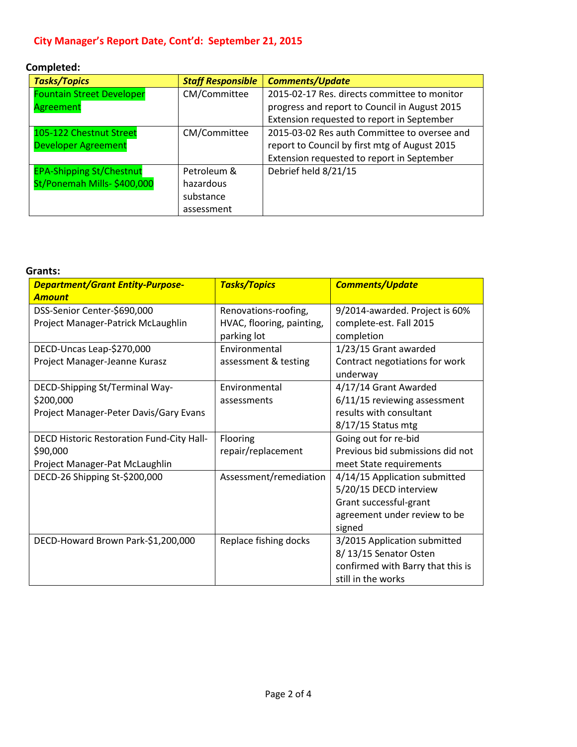## City Manager's Report Date, Cont'd: September 21, 2015

**Completed:**

| *Tasks/Topics* | *Staff Responsible* | *Comments/Update* |
|---|---|---|
| Fountain Street Developer Agreement | CM/Committee | 2015-02-17 Res. directs committee to monitor progress and report to Council in August 2015 Extension requested to report in September |
| 105-122 Chestnut Street Developer Agreement | CM/Committee | 2015-03-02 Res auth Committee to oversee and report to Council by first mtg of August 2015 Extension requested to report in September |
| EPA-Shipping St/Chestnut St/Ponemah Mills- $400,000 | Petroleum & hazardous substance assessment | Debrief held 8/21/15 |

**Grants:**

| *Department/Grant Entity-Purpose-Amount* | *Tasks/Topics* | *Comments/Update* |
|---|---|---|
| DSS-Senior Center-$690,000<br>Project Manager-Patrick McLaughlin | Renovations-roofing, HVAC, flooring, painting, parking lot | 9/2014-awarded. Project is 60% complete-est. Fall 2015 completion |
| DECD-Uncas Leap-$270,000<br>Project Manager-Jeanne Kurasz | Environmental assessment & testing | 1/23/15 Grant awarded<br>Contract negotiations for work underway |
| DECD-Shipping St/Terminal Way-$200,000<br>Project Manager-Peter Davis/Gary Evans | Environmental assessments | 4/17/14 Grant Awarded<br>6/11/15 reviewing assessment results with consultant<br>8/17/15 Status mtg |
| DECD Historic Restoration Fund-City Hall-$90,000<br>Project Manager-Pat McLaughlin | Flooring repair/replacement | Going out for re-bid<br>Previous bid submissions did not meet State requirements |
| DECD-26 Shipping St-$200,000 | Assessment/remediation | 4/14/15 Application submitted<br>5/20/15 DECD interview<br>Grant successful-grant agreement under review to be signed |
| DECD-Howard Brown Park-$1,200,000 | Replace fishing docks | 3/2015 Application submitted<br>8/ 13/15 Senator Osten confirmed with Barry that this is still in the works |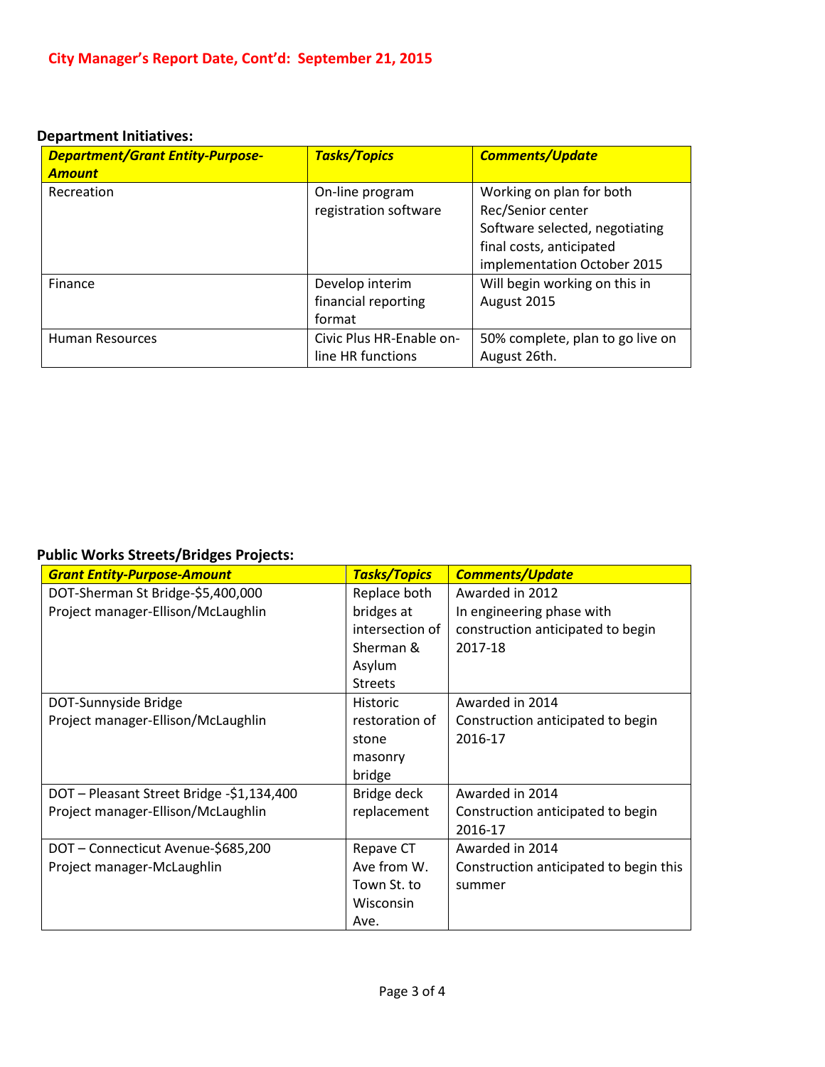**City Manager's Report Date, Cont'd: September 21, 2015**

**Department Initiatives:**

| ***Department/Grant Entity-Purpose-Amount*** | ***Tasks/Topics*** | ***Comments/Update*** |
|---|---|---|
| Recreation | On-line program registration software | Working on plan for both Rec/Senior center<br>Software selected, negotiating final costs, anticipated implementation October 2015 |
| Finance | Develop interim financial reporting format | Will begin working on this in August 2015 |
| Human Resources | Civic Plus HR-Enable on-line HR functions | 50% complete, plan to go live on August 26th. |

**Public Works Streets/Bridges Projects:**

| ***Grant Entity-Purpose-Amount*** | ***Tasks/Topics*** | ***Comments/Update*** |
|---|---|---|
| DOT-Sherman St Bridge-$5,400,000<br>Project manager-Ellison/McLaughlin | Replace both bridges at intersection of Sherman & Asylum Streets | Awarded in 2012<br>In engineering phase with construction anticipated to begin 2017-18 |
| DOT-Sunnyside Bridge<br>Project manager-Ellison/McLaughlin | Historic restoration of stone masonry bridge | Awarded in 2014<br>Construction anticipated to begin 2016-17 |
| DOT – Pleasant Street Bridge -$1,134,400<br>Project manager-Ellison/McLaughlin | Bridge deck replacement | Awarded in 2014<br>Construction anticipated to begin 2016-17 |
| DOT – Connecticut Avenue-$685,200<br>Project manager-McLaughlin | Repave CT Ave from W. Town St. to Wisconsin Ave. | Awarded in 2014<br>Construction anticipated to begin this summer |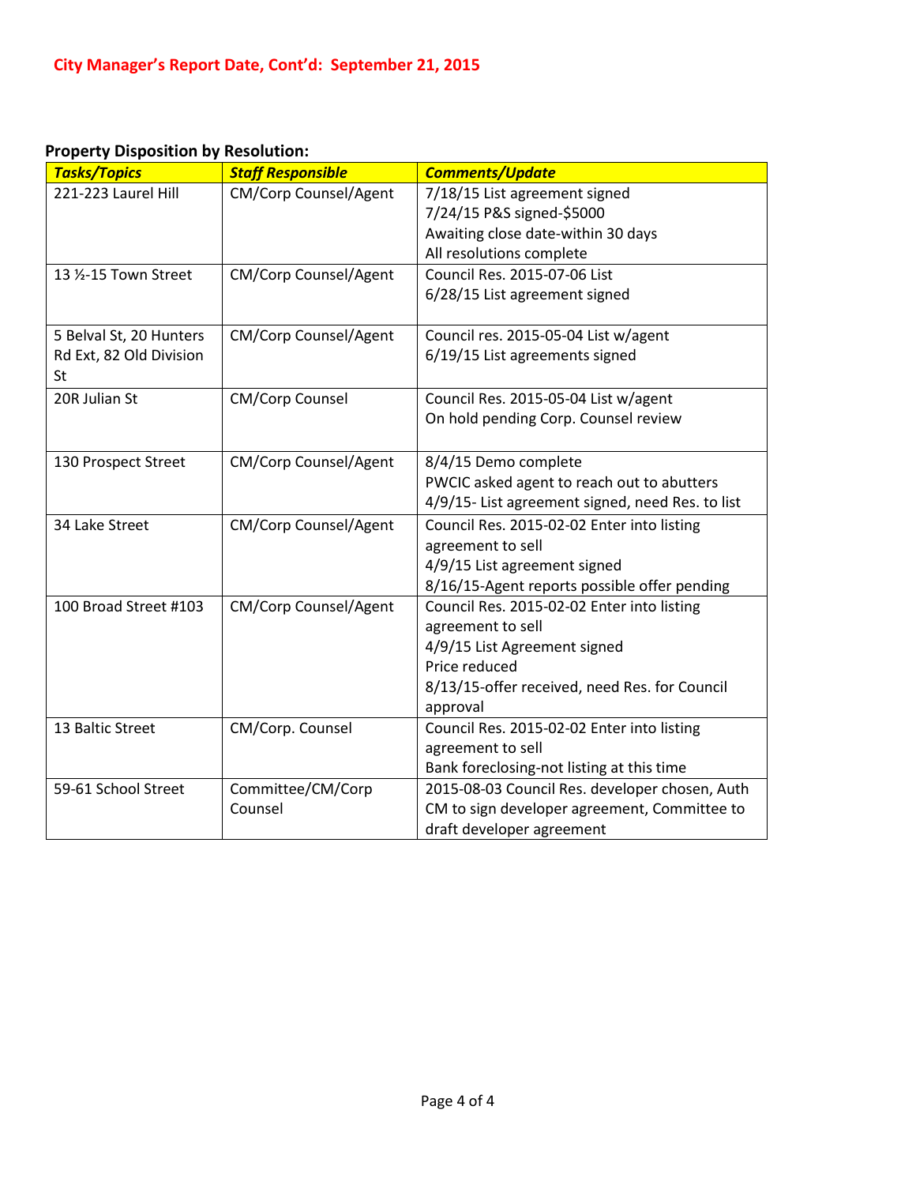**City Manager's Report Date, Cont'd: September 21, 2015**

**Property Disposition by Resolution:**

| ***Tasks/Topics*** | ***Staff Responsible*** | ***Comments/Update*** |
|---|---|---|
| 221-223 Laurel Hill | CM/Corp Counsel/Agent | 7/18/15 List agreement signed<br>7/24/15 P&S signed-$5000<br>Awaiting close date-within 30 days<br>All resolutions complete |
| 13 ½-15 Town Street | CM/Corp Counsel/Agent | Council Res. 2015-07-06 List<br>6/28/15 List agreement signed |
| 5 Belval St, 20 Hunters Rd Ext, 82 Old Division St | CM/Corp Counsel/Agent | Council res. 2015-05-04 List w/agent<br>6/19/15 List agreements signed |
| 20R Julian St | CM/Corp Counsel | Council Res. 2015-05-04 List w/agent<br>On hold pending Corp. Counsel review |
| 130 Prospect Street | CM/Corp Counsel/Agent | 8/4/15 Demo complete<br>PWCIC asked agent to reach out to abutters<br>4/9/15- List agreement signed, need Res. to list |
| 34 Lake Street | CM/Corp Counsel/Agent | Council Res. 2015-02-02 Enter into listing agreement to sell<br>4/9/15 List agreement signed<br>8/16/15-Agent reports possible offer pending |
| 100 Broad Street #103 | CM/Corp Counsel/Agent | Council Res. 2015-02-02 Enter into listing agreement to sell<br>4/9/15 List Agreement signed<br>Price reduced<br>8/13/15-offer received, need Res. for Council approval |
| 13 Baltic Street | CM/Corp. Counsel | Council Res. 2015-02-02 Enter into listing agreement to sell<br>Bank foreclosing-not listing at this time |
| 59-61 School Street | Committee/CM/Corp Counsel | 2015-08-03 Council Res. developer chosen, Auth CM to sign developer agreement, Committee to draft developer agreement |